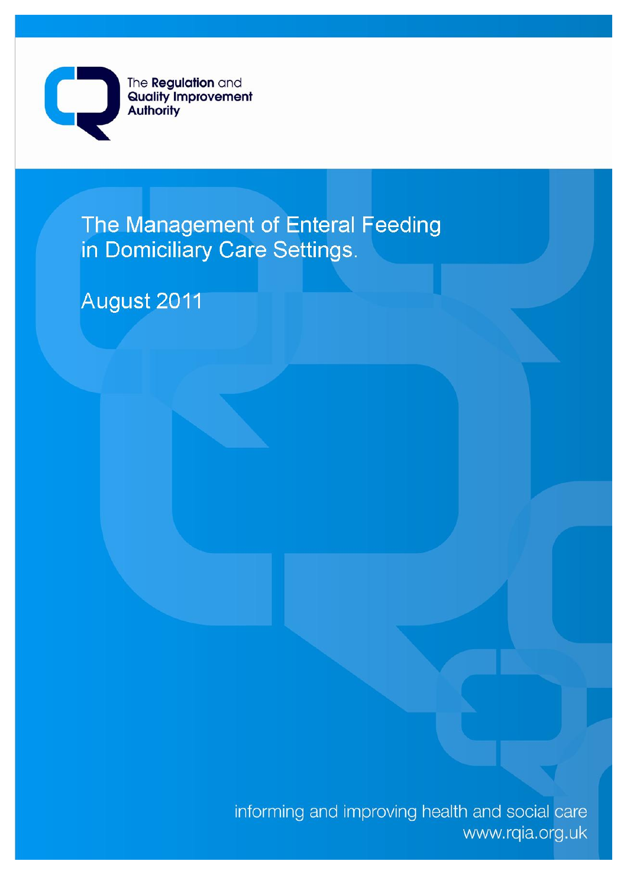The Regulation and Quality Improvement Authority

# The Management of Enteral Feeding in Domiciliary Care Settings.

August 2011

informing and improving health and social care
www.rqia.org.uk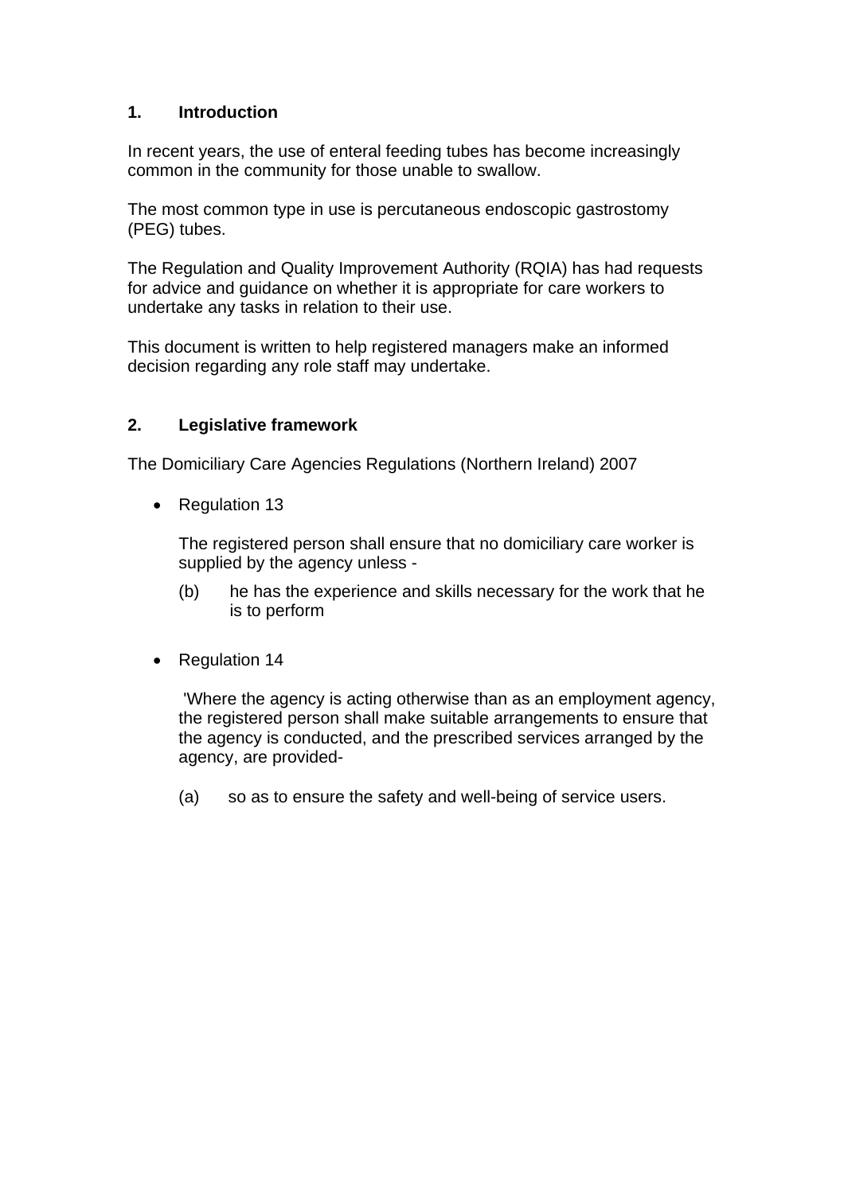## 1. Introduction

In recent years, the use of enteral feeding tubes has become increasingly common in the community for those unable to swallow.

The most common type in use is percutaneous endoscopic gastrostomy (PEG) tubes.

The Regulation and Quality Improvement Authority (RQIA) has had requests for advice and guidance on whether it is appropriate for care workers to undertake any tasks in relation to their use.

This document is written to help registered managers make an informed decision regarding any role staff may undertake.

## 2. Legislative framework

The Domiciliary Care Agencies Regulations (Northern Ireland) 2007

- Regulation 13

  The registered person shall ensure that no domiciliary care worker is supplied by the agency unless -

  (b) he has the experience and skills necessary for the work that he is to perform

- Regulation 14

  'Where the agency is acting otherwise than as an employment agency, the registered person shall make suitable arrangements to ensure that the agency is conducted, and the prescribed services arranged by the agency, are provided-

  (a) so as to ensure the safety and well-being of service users.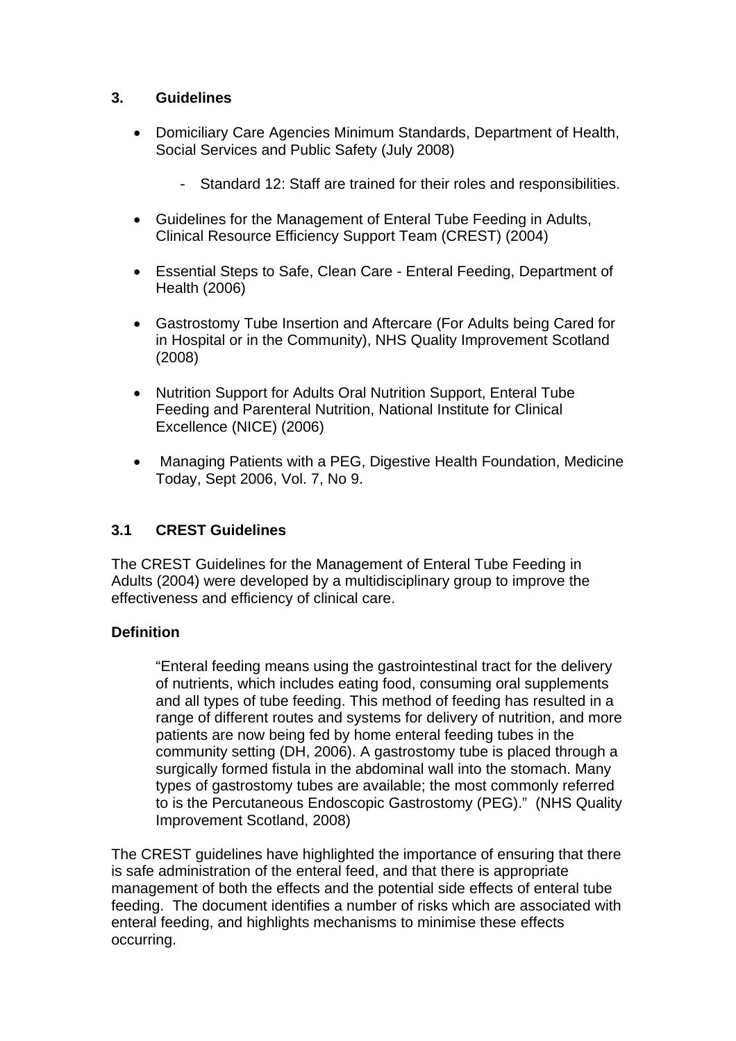## 3. Guidelines

- Domiciliary Care Agencies Minimum Standards, Department of Health, Social Services and Public Safety (July 2008)
    - Standard 12: Staff are trained for their roles and responsibilities.
- Guidelines for the Management of Enteral Tube Feeding in Adults, Clinical Resource Efficiency Support Team (CREST) (2004)
- Essential Steps to Safe, Clean Care - Enteral Feeding, Department of Health (2006)
- Gastrostomy Tube Insertion and Aftercare (For Adults being Cared for in Hospital or in the Community), NHS Quality Improvement Scotland (2008)
- Nutrition Support for Adults Oral Nutrition Support, Enteral Tube Feeding and Parenteral Nutrition, National Institute for Clinical Excellence (NICE) (2006)
- Managing Patients with a PEG, Digestive Health Foundation, Medicine Today, Sept 2006, Vol. 7, No 9.

### 3.1 CREST Guidelines

The CREST Guidelines for the Management of Enteral Tube Feeding in Adults (2004) were developed by a multidisciplinary group to improve the effectiveness and efficiency of clinical care.

**Definition**

> "Enteral feeding means using the gastrointestinal tract for the delivery of nutrients, which includes eating food, consuming oral supplements and all types of tube feeding. This method of feeding has resulted in a range of different routes and systems for delivery of nutrition, and more patients are now being fed by home enteral feeding tubes in the community setting (DH, 2006). A gastrostomy tube is placed through a surgically formed fistula in the abdominal wall into the stomach. Many types of gastrostomy tubes are available; the most commonly referred to is the Percutaneous Endoscopic Gastrostomy (PEG)." (NHS Quality Improvement Scotland, 2008)

The CREST guidelines have highlighted the importance of ensuring that there is safe administration of the enteral feed, and that there is appropriate management of both the effects and the potential side effects of enteral tube feeding. The document identifies a number of risks which are associated with enteral feeding, and highlights mechanisms to minimise these effects occurring.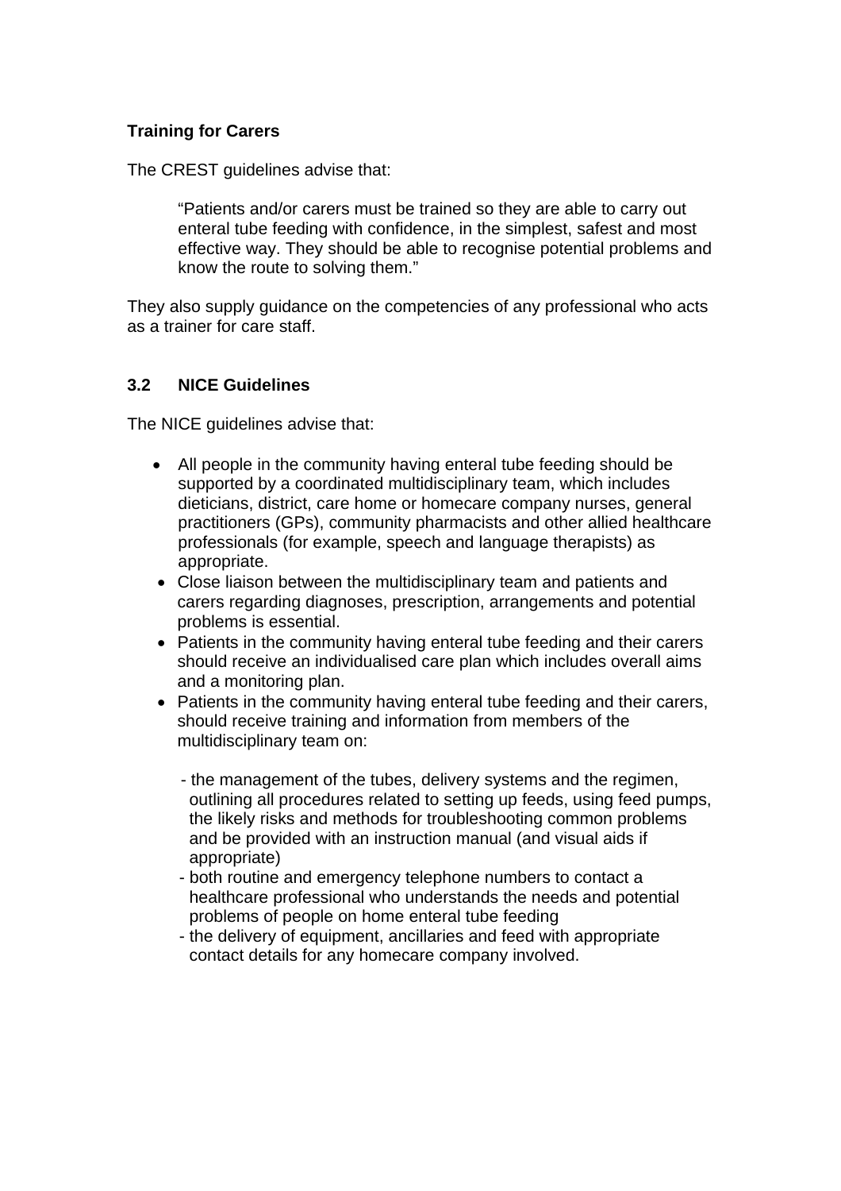**Training for Carers**

The CREST guidelines advise that:

> "Patients and/or carers must be trained so they are able to carry out enteral tube feeding with confidence, in the simplest, safest and most effective way. They should be able to recognise potential problems and know the route to solving them."

They also supply guidance on the competencies of any professional who acts as a trainer for care staff.

### 3.2 NICE Guidelines

The NICE guidelines advise that:

- All people in the community having enteral tube feeding should be supported by a coordinated multidisciplinary team, which includes dieticians, district, care home or homecare company nurses, general practitioners (GPs), community pharmacists and other allied healthcare professionals (for example, speech and language therapists) as appropriate.
- Close liaison between the multidisciplinary team and patients and carers regarding diagnoses, prescription, arrangements and potential problems is essential.
- Patients in the community having enteral tube feeding and their carers should receive an individualised care plan which includes overall aims and a monitoring plan.
- Patients in the community having enteral tube feeding and their carers, should receive training and information from members of the multidisciplinary team on:

  - the management of the tubes, delivery systems and the regimen, outlining all procedures related to setting up feeds, using feed pumps, the likely risks and methods for troubleshooting common problems and be provided with an instruction manual (and visual aids if appropriate)
  - both routine and emergency telephone numbers to contact a healthcare professional who understands the needs and potential problems of people on home enteral tube feeding
  - the delivery of equipment, ancillaries and feed with appropriate contact details for any homecare company involved.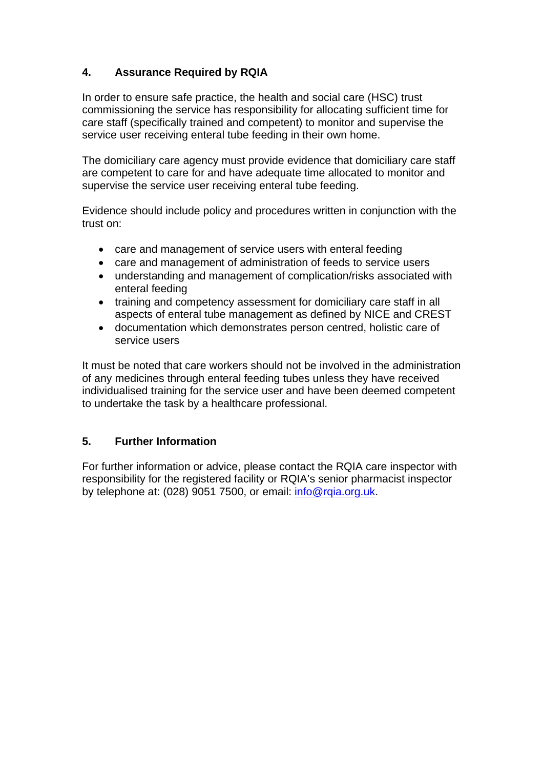## 4. Assurance Required by RQIA

In order to ensure safe practice, the health and social care (HSC) trust commissioning the service has responsibility for allocating sufficient time for care staff (specifically trained and competent) to monitor and supervise the service user receiving enteral tube feeding in their own home.

The domiciliary care agency must provide evidence that domiciliary care staff are competent to care for and have adequate time allocated to monitor and supervise the service user receiving enteral tube feeding.

Evidence should include policy and procedures written in conjunction with the trust on:

- care and management of service users with enteral feeding
- care and management of administration of feeds to service users
- understanding and management of complication/risks associated with enteral feeding
- training and competency assessment for domiciliary care staff in all aspects of enteral tube management as defined by NICE and CREST
- documentation which demonstrates person centred, holistic care of service users

It must be noted that care workers should not be involved in the administration of any medicines through enteral feeding tubes unless they have received individualised training for the service user and have been deemed competent to undertake the task by a healthcare professional.

## 5. Further Information

For further information or advice, please contact the RQIA care inspector with responsibility for the registered facility or RQIA's senior pharmacist inspector by telephone at: (028) 9051 7500, or email: info@rqia.org.uk.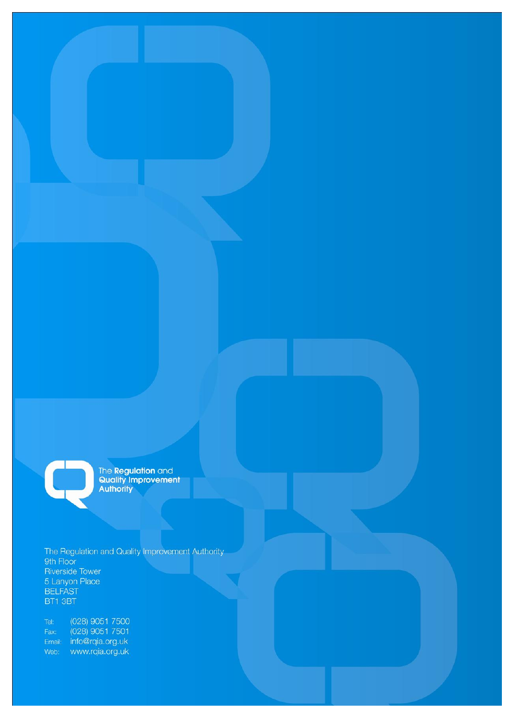The Regulation and Quality Improvement Authority

The Regulation and Quality Improvement Authority
9th Floor
Riverside Tower
5 Lanyon Place
BELFAST
BT1 3BT

Tel: (028) 9051 7500
Fax: (028) 9051 7501
Email: info@rqia.org.uk
Web: www.rqia.org.uk